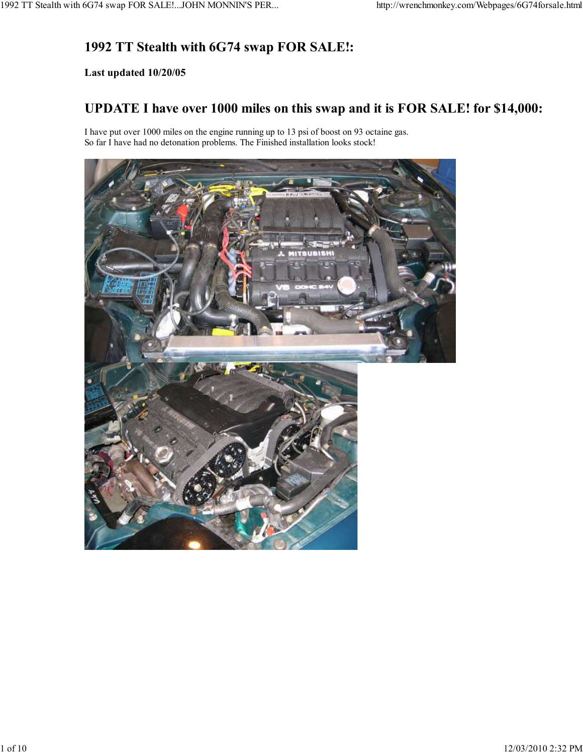# 1992 TT Stealth with 6G74 swap FOR SALE!:

**Last updated 10/20/05**

## UPDATE I have over 1000 miles on this swap and it is FOR SALE! for $14,000:

I have put over 1000 miles on the engine running up to 13 psi of boost on 93 octaine gas.
So far I have had no detonation problems. The Finished installation looks stock!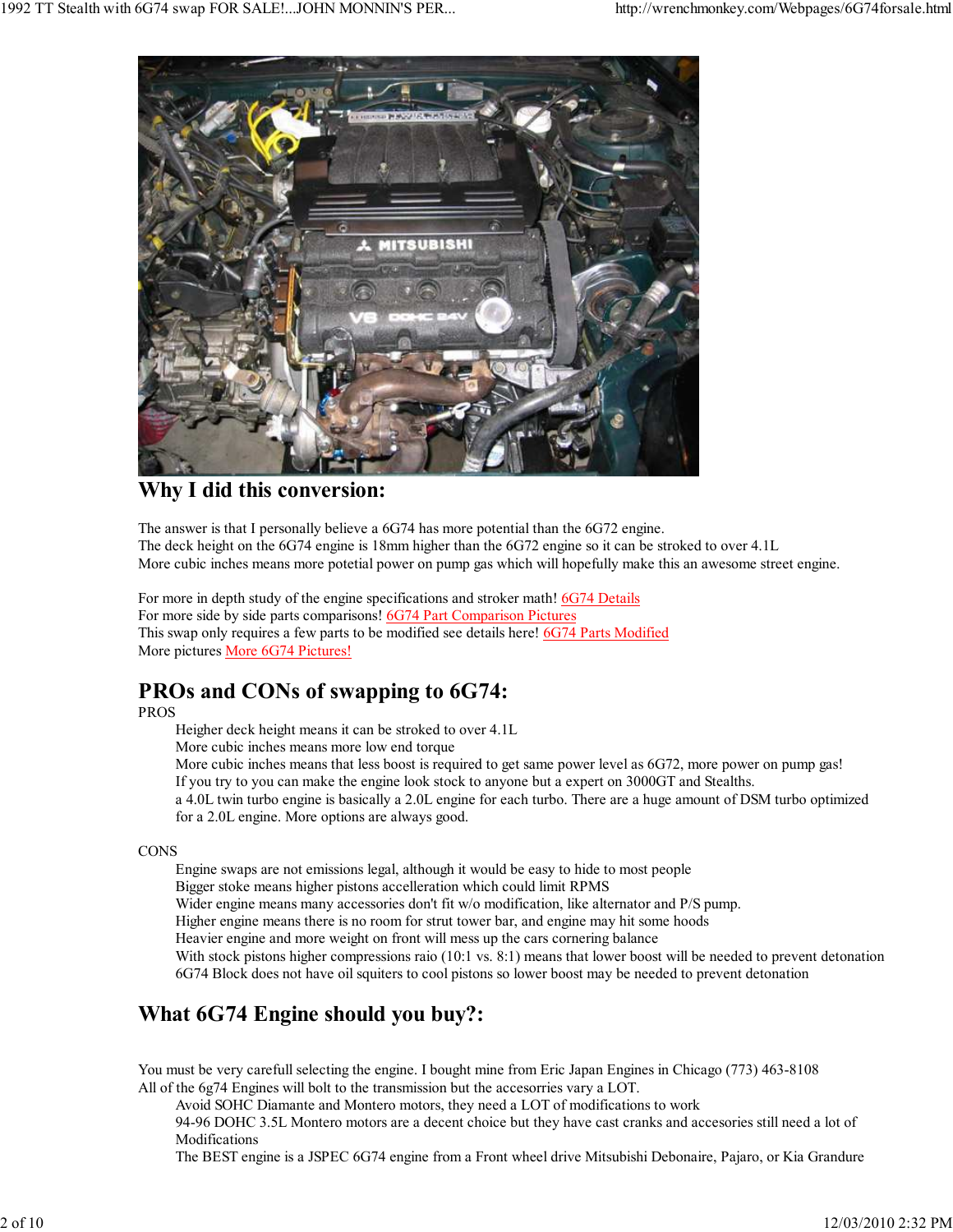## Why I did this conversion:

The answer is that I personally believe a 6G74 has more potential than the 6G72 engine.
The deck height on the 6G74 engine is 18mm higher than the 6G72 engine so it can be stroked to over 4.1L
More cubic inches means more potetial power on pump gas which will hopefully make this an awesome street engine.

For more in depth study of the engine specifications and stroker math! 6G74 Details
For more side by side parts comparisons! 6G74 Part Comparison Pictures
This swap only requires a few parts to be modified see details here! 6G74 Parts Modified
More pictures More 6G74 Pictures!

## PROs and CONs of swapping to 6G74:

PROS

- Heigher deck height means it can be stroked to over 4.1L
- More cubic inches means more low end torque
- More cubic inches means that less boost is required to get same power level as 6G72, more power on pump gas!
- If you try to you can make the engine look stock to anyone but a expert on 3000GT and Stealths.
- a 4.0L twin turbo engine is basically a 2.0L engine for each turbo. There are a huge amount of DSM turbo optimized for a 2.0L engine. More options are always good.

CONS

- Engine swaps are not emissions legal, although it would be easy to hide to most people
- Bigger stoke means higher pistons accelleration which could limit RPMS
- Wider engine means many accessories don't fit w/o modification, like alternator and P/S pump.
- Higher engine means there is no room for strut tower bar, and engine may hit some hoods
- Heavier engine and more weight on front will mess up the cars cornering balance
- With stock pistons higher compressions raio (10:1 vs. 8:1) means that lower boost will be needed to prevent detonation
- 6G74 Block does not have oil squiters to cool pistons so lower boost may be needed to prevent detonation

## What 6G74 Engine should you buy?:

You must be very carefull selecting the engine. I bought mine from Eric Japan Engines in Chicago (773) 463-8108
All of the 6g74 Engines will bolt to the transmission but the accesorries vary a LOT.

- Avoid SOHC Diamante and Montero motors, they need a LOT of modifications to work
- 94-96 DOHC 3.5L Montero motors are a decent choice but they have cast cranks and accesories still need a lot of Modifications
- The BEST engine is a JSPEC 6G74 engine from a Front wheel drive Mitsubishi Debonaire, Pajaro, or Kia Grandure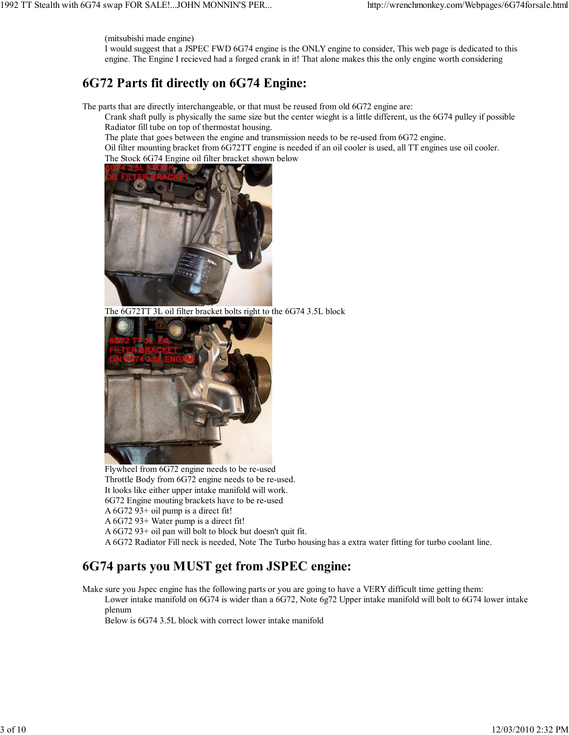(mitsubishi made engine)
I would suggest that a JSPEC FWD 6G74 engine is the ONLY engine to consider, This web page is dedicated to this engine. The Engine I recieved had a forged crank in it! That alone makes this the only engine worth considering

## 6G72 Parts fit directly on 6G74 Engine:

The parts that are directly interchangeable, or that must be reused from old 6G72 engine are:

Crank shaft pully is physically the same size but the center wieght is a little different, us the 6G74 pulley if possible
Radiator fill tube on top of thermostat housing.
The plate that goes between the engine and transmission needs to be re-used from 6G72 engine.
Oil filter mounting bracket from 6G72TT engine is needed if an oil cooler is used, all TT engines use oil cooler.
The Stock 6G74 Engine oil filter bracket shown below

The 6G72TT 3L oil filter bracket bolts right to the 6G74 3.5L block

Flywheel from 6G72 engine needs to be re-used
Throttle Body from 6G72 engine needs to be re-used.
It looks like either upper intake manifold will work.
6G72 Engine mouting brackets have to be re-used
A 6G72 93+ oil pump is a direct fit!
A 6G72 93+ Water pump is a direct fit!
A 6G72 93+ oil pan will bolt to block but doesn't quit fit.
A 6G72 Radiator Fill neck is needed, Note The Turbo housing has a extra water fitting for turbo coolant line.

## 6G74 parts you MUST get from JSPEC engine:

Make sure you Jspec engine has the following parts or you are going to have a VERY difficult time getting them:

Lower intake manifold on 6G74 is wider than a 6G72, Note 6g72 Upper intake manifold will bolt to 6G74 lower intake plenum
Below is 6G74 3.5L block with correct lower intake manifold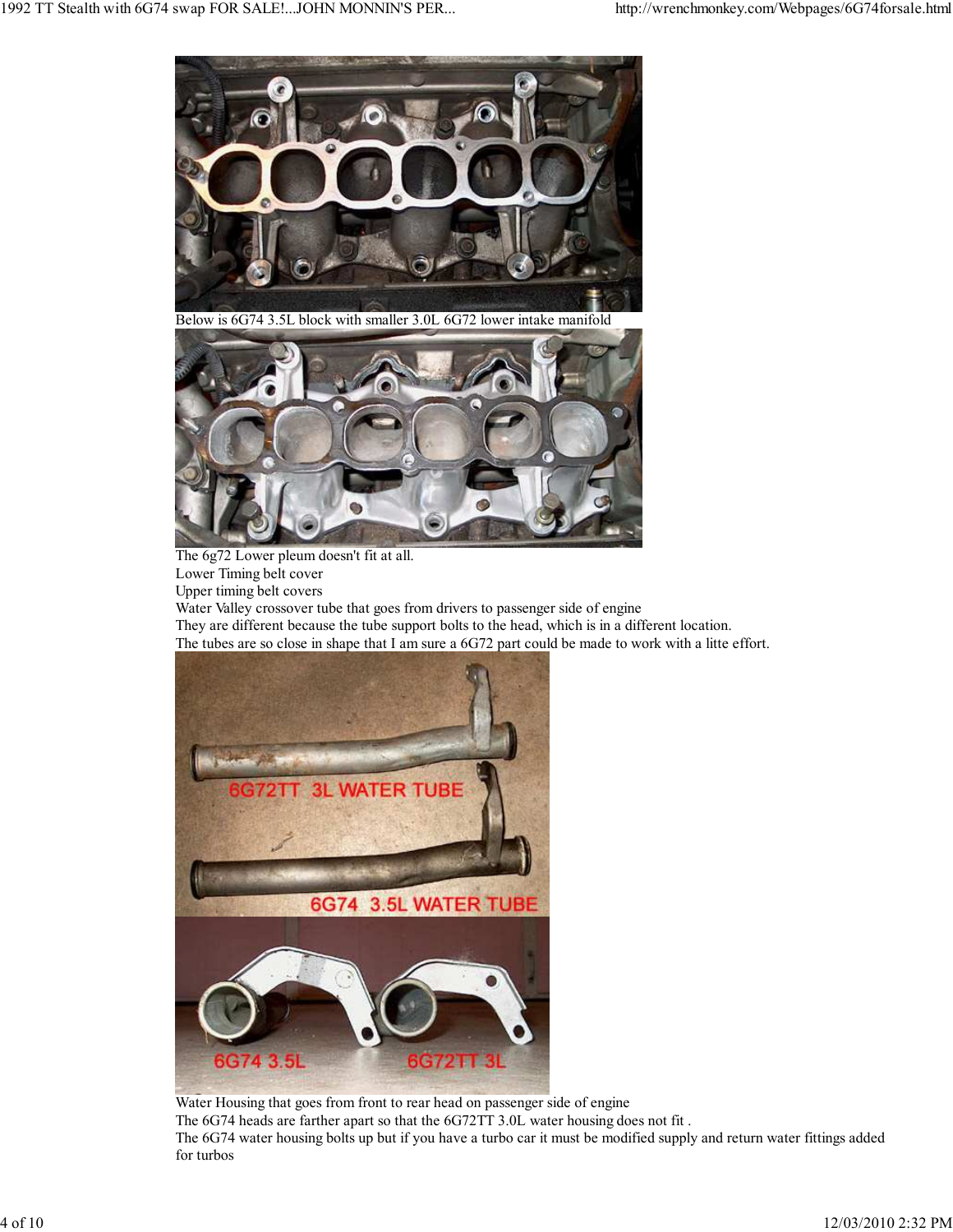Below is 6G74 3.5L block with smaller 3.0L 6G72 lower intake manifold

The 6g72 Lower pleum doesn't fit at all.
Lower Timing belt cover
Upper timing belt covers
Water Valley crossover tube that goes from drivers to passenger side of engine
They are different because the tube support bolts to the head, which is in a different location.
The tubes are so close in shape that I am sure a 6G72 part could be made to work with a litte effort.

Water Housing that goes from front to rear head on passenger side of engine
The 6G74 heads are farther apart so that the 6G72TT 3.0L water housing does not fit .
The 6G74 water housing bolts up but if you have a turbo car it must be modified supply and return water fittings added for turbos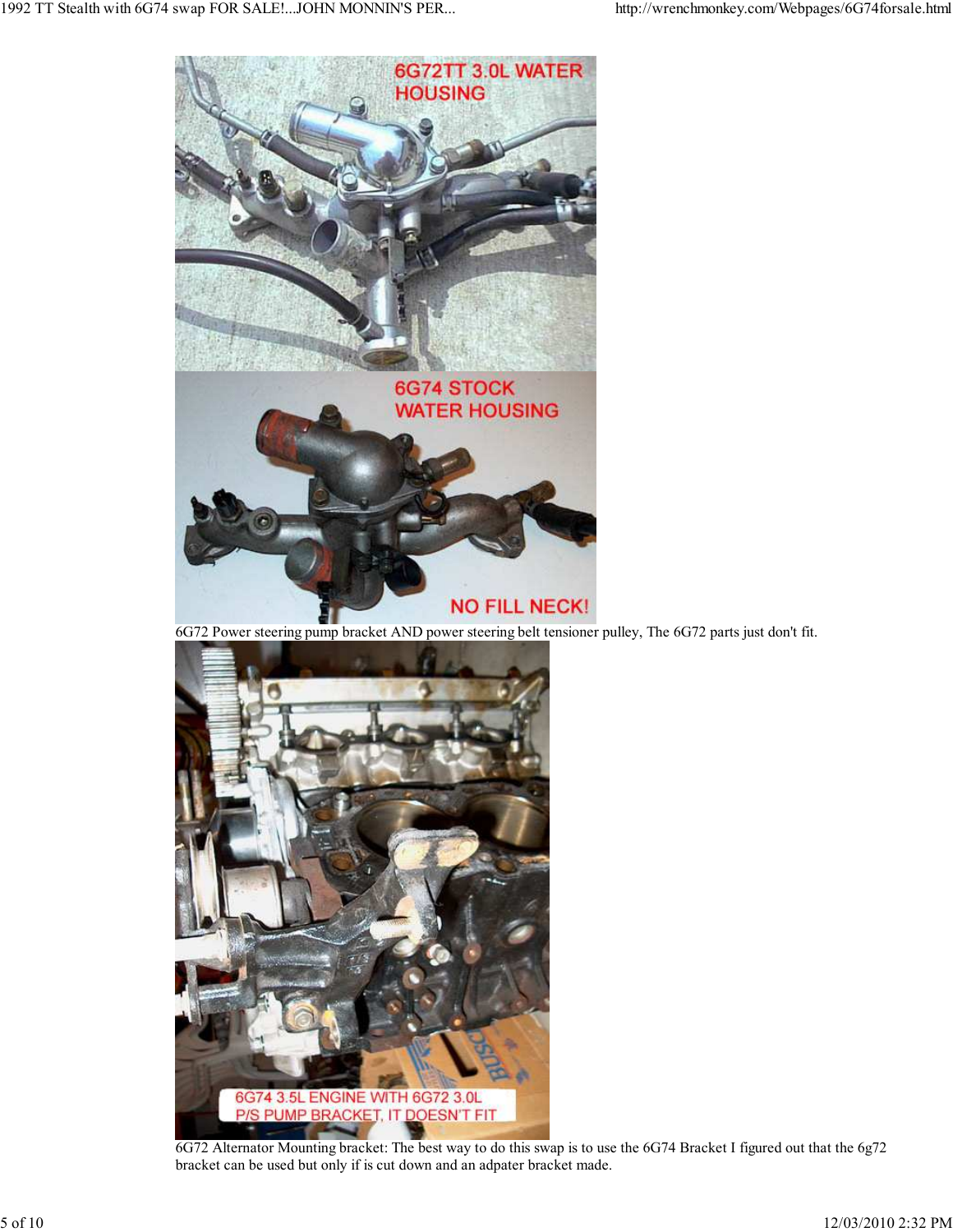6G72 Power steering pump bracket AND power steering belt tensioner pulley, The 6G72 parts just don't fit.

6G72 Alternator Mounting bracket: The best way to do this swap is to use the 6G74 Bracket I figured out that the 6g72 bracket can be used but only if is cut down and an adpater bracket made.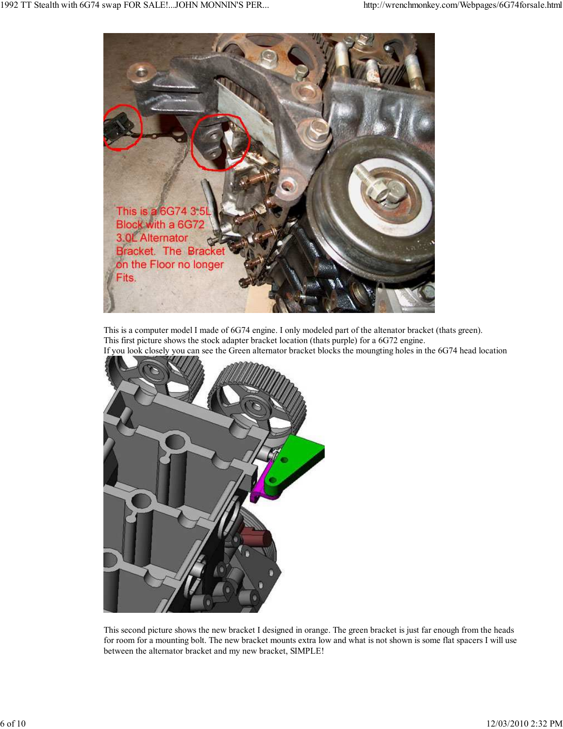This is a computer model I made of 6G74 engine. I only modeled part of the altenator bracket (thats green).
This first picture shows the stock adapter bracket location (thats purple) for a 6G72 engine.
If you look closely you can see the Green alternator bracket blocks the moungting holes in the 6G74 head location

This second picture shows the new bracket I designed in orange. The green bracket is just far enough from the heads for room for a mounting bolt. The new bracket mounts extra low and what is not shown is some flat spacers I will use between the alternator bracket and my new bracket, SIMPLE!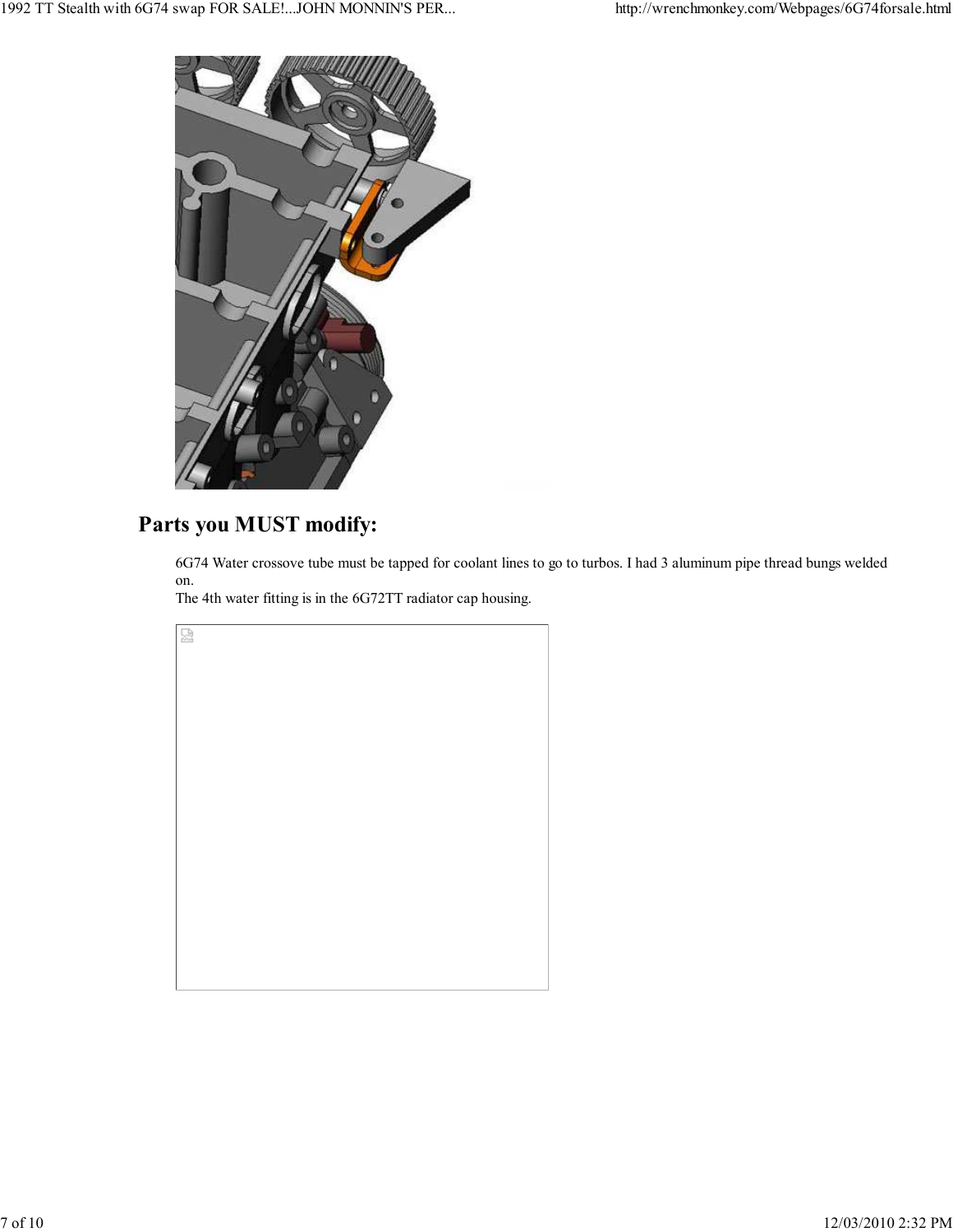## Parts you MUST modify:

6G74 Water crossove tube must be tapped for coolant lines to go to turbos. I had 3 aluminum pipe thread bungs welded on.
The 4th water fitting is in the 6G72TT radiator cap housing.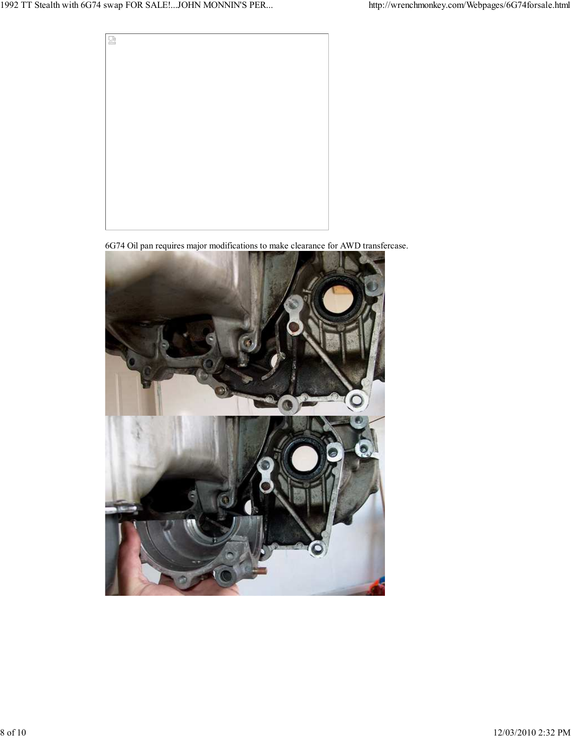6G74 Oil pan requires major modifications to make clearance for AWD transfercase.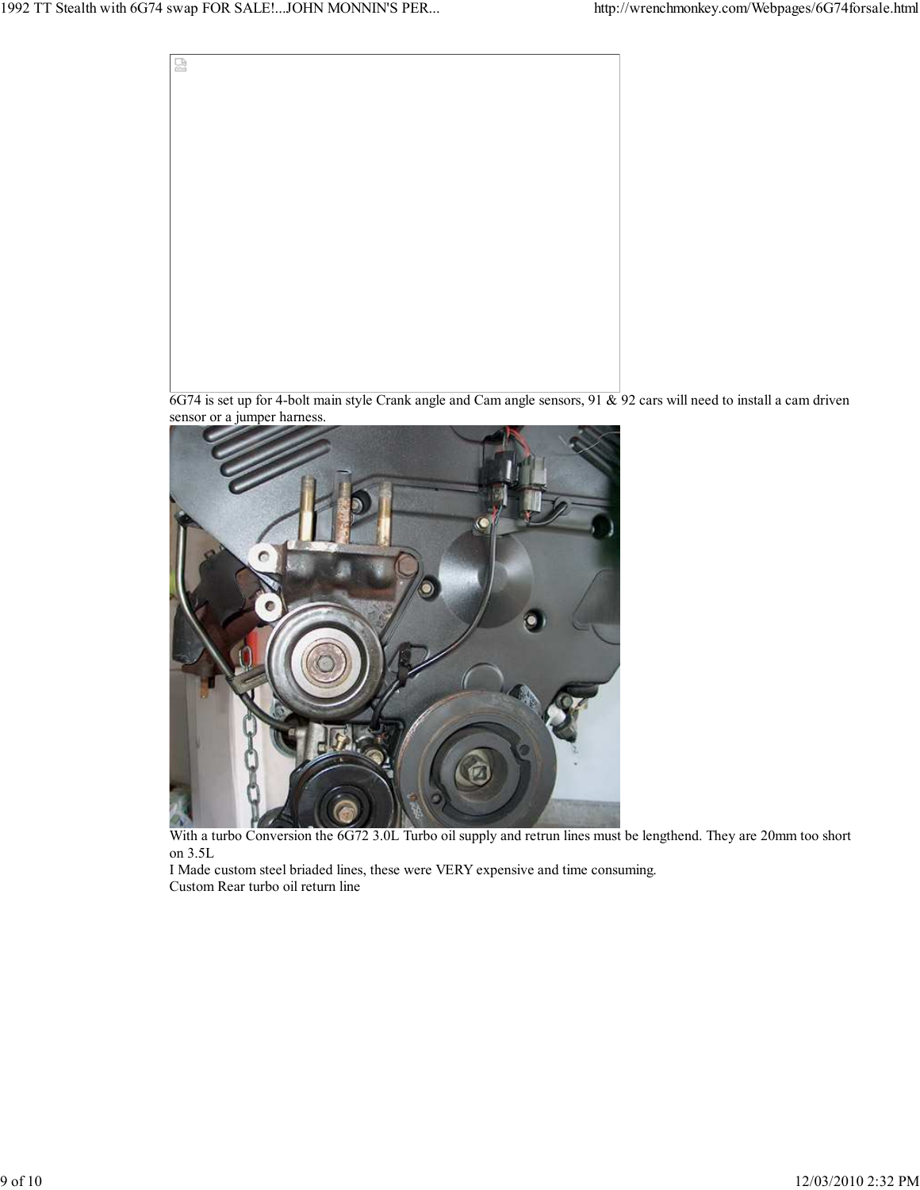6G74 is set up for 4-bolt main style Crank angle and Cam angle sensors, 91 & 92 cars will need to install a cam driven sensor or a jumper harness.

With a turbo Conversion the 6G72 3.0L Turbo oil supply and retrun lines must be lengthend. They are 20mm too short on 3.5L

I Made custom steel briaded lines, these were VERY expensive and time consuming.

Custom Rear turbo oil return line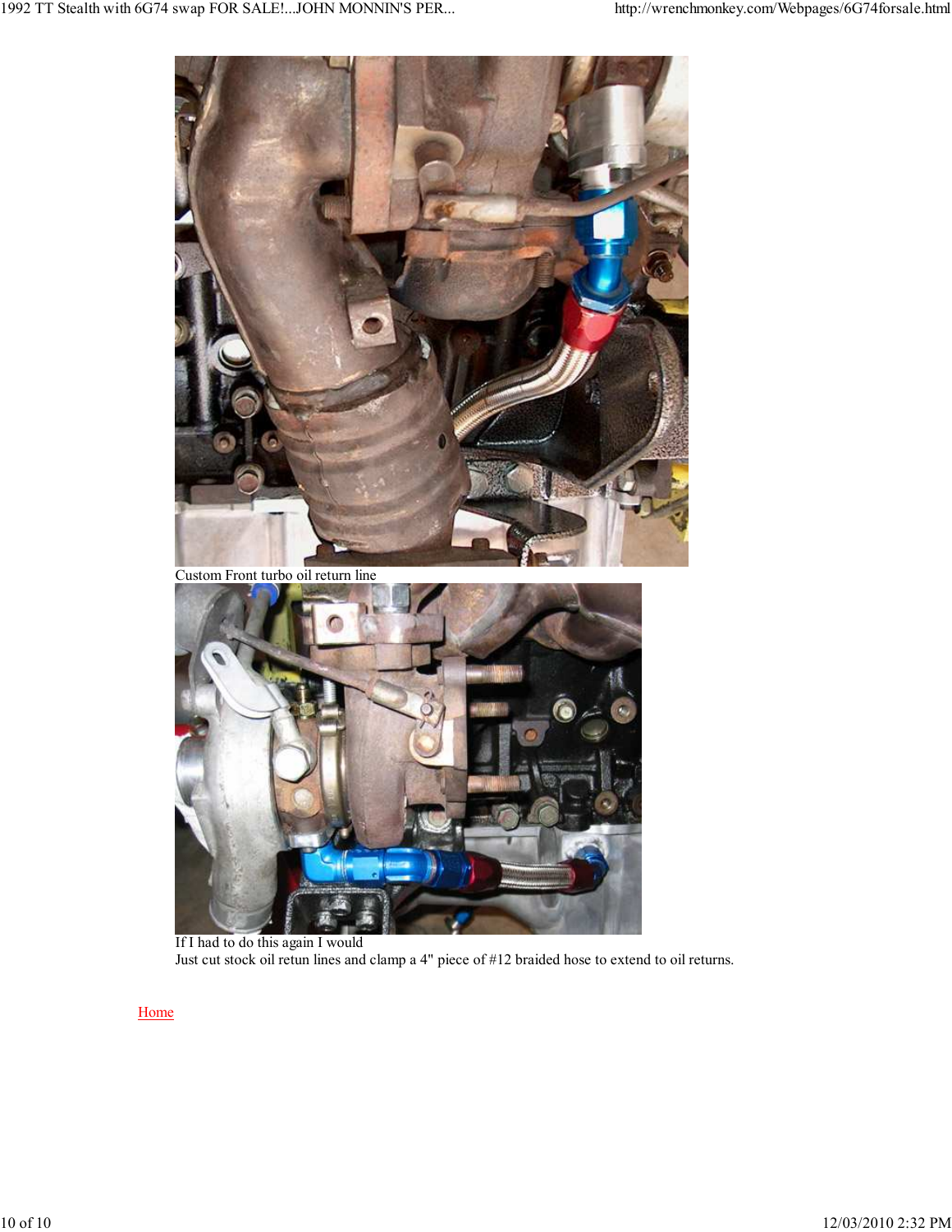Custom Front turbo oil return line

If I had to do this again I would
Just cut stock oil retun lines and clamp a 4" piece of #12 braided hose to extend to oil returns.

Home